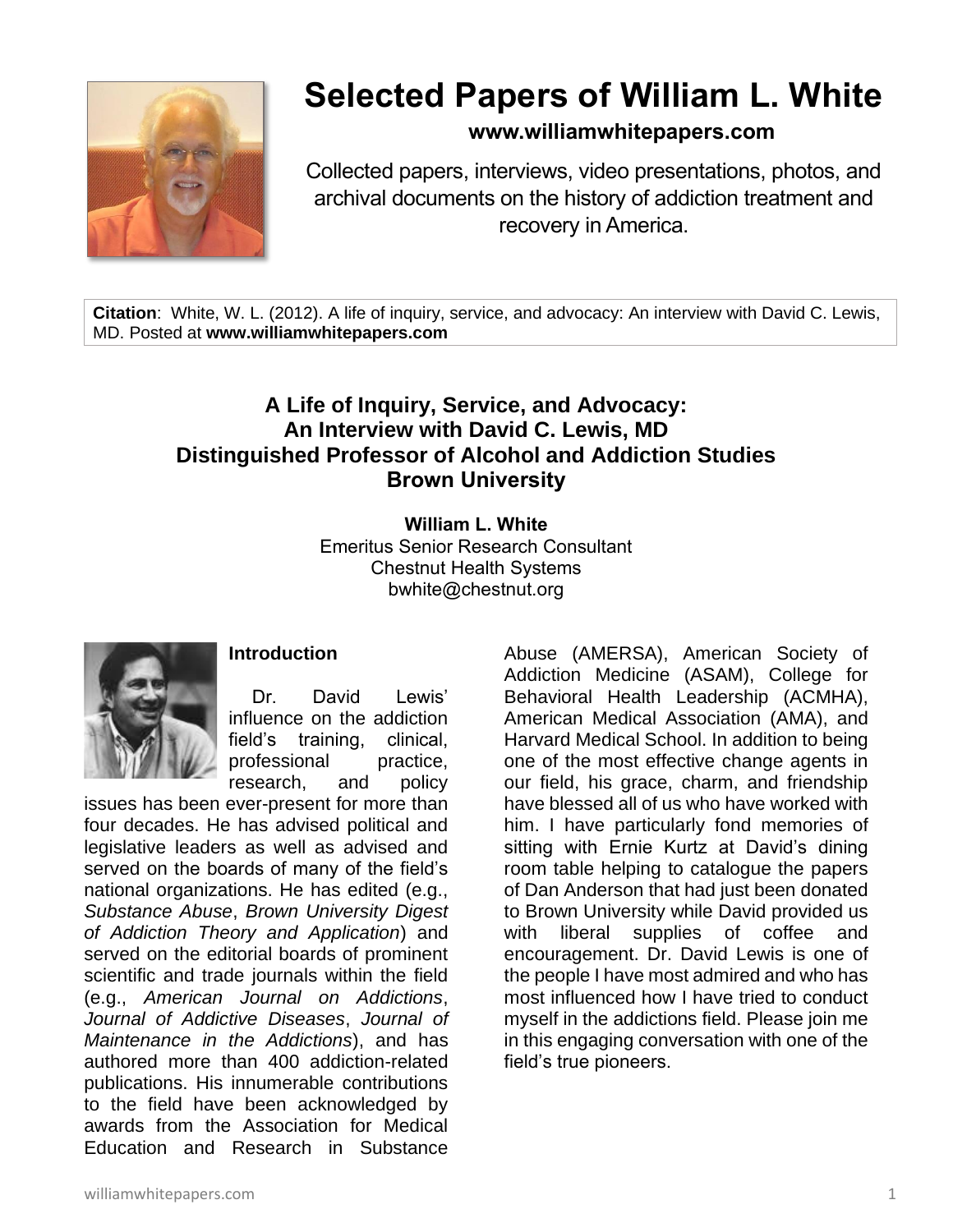# Selected Papers of William L. White

**www.williamwhitepapers.com**

Collected papers, interviews, video presentations, photos, and archival documents on the history of addiction treatment and recovery in America.

**Citation**: White, W. L. (2012). A life of inquiry, service, and advocacy: An interview with David C. Lewis, MD. Posted at **www.williamwhitepapers.com**

## A Life of Inquiry, Service, and Advocacy: An Interview with David C. Lewis, MD Distinguished Professor of Alcohol and Addiction Studies Brown University

**William L. White**
Emeritus Senior Research Consultant
Chestnut Health Systems
bwhite@chestnut.org

### Introduction

Dr. David Lewis' influence on the addiction field's training, clinical, professional practice, research, and policy issues has been ever-present for more than four decades. He has advised political and legislative leaders as well as advised and served on the boards of many of the field's national organizations. He has edited (e.g., *Substance Abuse*, *Brown University Digest of Addiction Theory and Application*) and served on the editorial boards of prominent scientific and trade journals within the field (e.g., *American Journal on Addictions*, *Journal of Addictive Diseases*, *Journal of Maintenance in the Addictions*), and has authored more than 400 addiction-related publications. His innumerable contributions to the field have been acknowledged by awards from the Association for Medical Education and Research in Substance Abuse (AMERSA), American Society of Addiction Medicine (ASAM), College for Behavioral Health Leadership (ACMHA), American Medical Association (AMA), and Harvard Medical School. In addition to being one of the most effective change agents in our field, his grace, charm, and friendship have blessed all of us who have worked with him. I have particularly fond memories of sitting with Ernie Kurtz at David's dining room table helping to catalogue the papers of Dan Anderson that had just been donated to Brown University while David provided us with liberal supplies of coffee and encouragement. Dr. David Lewis is one of the people I have most admired and who has most influenced how I have tried to conduct myself in the addictions field. Please join me in this engaging conversation with one of the field's true pioneers.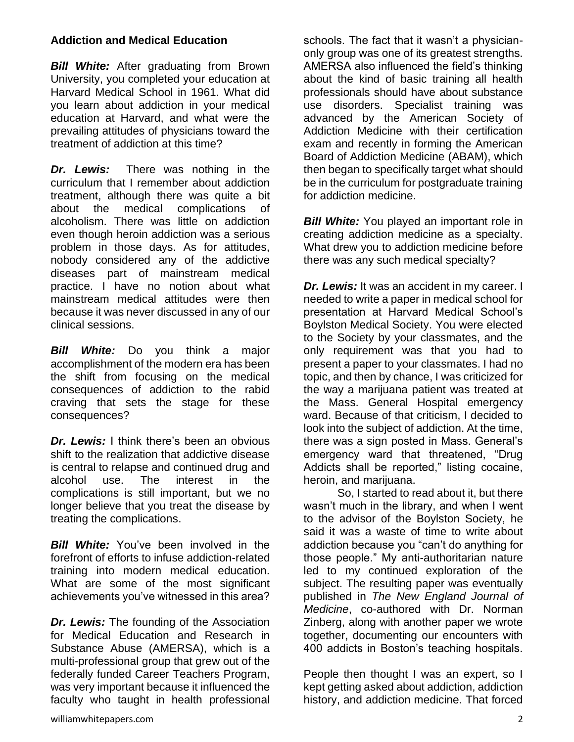### Addiction and Medical Education

***Bill White:*** After graduating from Brown University, you completed your education at Harvard Medical School in 1961. What did you learn about addiction in your medical education at Harvard, and what were the prevailing attitudes of physicians toward the treatment of addiction at this time?

***Dr. Lewis:*** There was nothing in the curriculum that I remember about addiction treatment, although there was quite a bit about the medical complications of alcoholism. There was little on addiction even though heroin addiction was a serious problem in those days. As for attitudes, nobody considered any of the addictive diseases part of mainstream medical practice. I have no notion about what mainstream medical attitudes were then because it was never discussed in any of our clinical sessions.

***Bill White:*** Do you think a major accomplishment of the modern era has been the shift from focusing on the medical consequences of addiction to the rabid craving that sets the stage for these consequences?

***Dr. Lewis:*** I think there's been an obvious shift to the realization that addictive disease is central to relapse and continued drug and alcohol use. The interest in the complications is still important, but we no longer believe that you treat the disease by treating the complications.

***Bill White:*** You've been involved in the forefront of efforts to infuse addiction-related training into modern medical education. What are some of the most significant achievements you've witnessed in this area?

***Dr. Lewis:*** The founding of the Association for Medical Education and Research in Substance Abuse (AMERSA), which is a multi-professional group that grew out of the federally funded Career Teachers Program, was very important because it influenced the faculty who taught in health professional schools. The fact that it wasn't a physician-only group was one of its greatest strengths. AMERSA also influenced the field's thinking about the kind of basic training all health professionals should have about substance use disorders. Specialist training was advanced by the American Society of Addiction Medicine with their certification exam and recently in forming the American Board of Addiction Medicine (ABAM), which then began to specifically target what should be in the curriculum for postgraduate training for addiction medicine.

***Bill White:*** You played an important role in creating addiction medicine as a specialty. What drew you to addiction medicine before there was any such medical specialty?

***Dr. Lewis:*** It was an accident in my career. I needed to write a paper in medical school for presentation at Harvard Medical School's Boylston Medical Society. You were elected to the Society by your classmates, and the only requirement was that you had to present a paper to your classmates. I had no topic, and then by chance, I was criticized for the way a marijuana patient was treated at the Mass. General Hospital emergency ward. Because of that criticism, I decided to look into the subject of addiction. At the time, there was a sign posted in Mass. General's emergency ward that threatened, "Drug Addicts shall be reported," listing cocaine, heroin, and marijuana.

So, I started to read about it, but there wasn't much in the library, and when I went to the advisor of the Boylston Society, he said it was a waste of time to write about addiction because you "can't do anything for those people." My anti-authoritarian nature led to my continued exploration of the subject. The resulting paper was eventually published in *The New England Journal of Medicine*, co-authored with Dr. Norman Zinberg, along with another paper we wrote together, documenting our encounters with 400 addicts in Boston's teaching hospitals.

People then thought I was an expert, so I kept getting asked about addiction, addiction history, and addiction medicine. That forced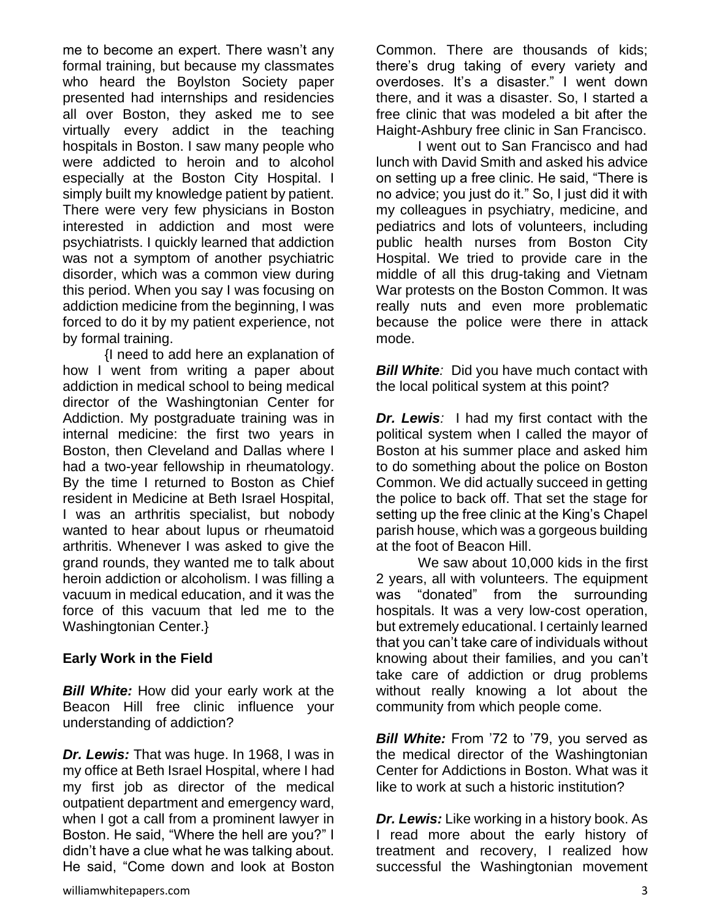me to become an expert. There wasn't any formal training, but because my classmates who heard the Boylston Society paper presented had internships and residencies all over Boston, they asked me to see virtually every addict in the teaching hospitals in Boston. I saw many people who were addicted to heroin and to alcohol especially at the Boston City Hospital. I simply built my knowledge patient by patient. There were very few physicians in Boston interested in addiction and most were psychiatrists. I quickly learned that addiction was not a symptom of another psychiatric disorder, which was a common view during this period. When you say I was focusing on addiction medicine from the beginning, I was forced to do it by my patient experience, not by formal training.

{I need to add here an explanation of how I went from writing a paper about addiction in medical school to being medical director of the Washingtonian Center for Addiction. My postgraduate training was in internal medicine: the first two years in Boston, then Cleveland and Dallas where I had a two-year fellowship in rheumatology. By the time I returned to Boston as Chief resident in Medicine at Beth Israel Hospital, I was an arthritis specialist, but nobody wanted to hear about lupus or rheumatoid arthritis. Whenever I was asked to give the grand rounds, they wanted me to talk about heroin addiction or alcoholism. I was filling a vacuum in medical education, and it was the force of this vacuum that led me to the Washingtonian Center.}

## Early Work in the Field

***Bill White:*** How did your early work at the Beacon Hill free clinic influence your understanding of addiction?

***Dr. Lewis:*** That was huge. In 1968, I was in my office at Beth Israel Hospital, where I had my first job as director of the medical outpatient department and emergency ward, when I got a call from a prominent lawyer in Boston. He said, "Where the hell are you?" I didn't have a clue what he was talking about. He said, "Come down and look at Boston Common. There are thousands of kids; there's drug taking of every variety and overdoses. It's a disaster." I went down there, and it was a disaster. So, I started a free clinic that was modeled a bit after the Haight-Ashbury free clinic in San Francisco.

I went out to San Francisco and had lunch with David Smith and asked his advice on setting up a free clinic. He said, "There is no advice; you just do it." So, I just did it with my colleagues in psychiatry, medicine, and pediatrics and lots of volunteers, including public health nurses from Boston City Hospital. We tried to provide care in the middle of all this drug-taking and Vietnam War protests on the Boston Common. It was really nuts and even more problematic because the police were there in attack mode.

***Bill White:*** Did you have much contact with the local political system at this point?

***Dr. Lewis:*** I had my first contact with the political system when I called the mayor of Boston at his summer place and asked him to do something about the police on Boston Common. We did actually succeed in getting the police to back off. That set the stage for setting up the free clinic at the King's Chapel parish house, which was a gorgeous building at the foot of Beacon Hill.

We saw about 10,000 kids in the first 2 years, all with volunteers. The equipment was "donated" from the surrounding hospitals. It was a very low-cost operation, but extremely educational. I certainly learned that you can't take care of individuals without knowing about their families, and you can't take care of addiction or drug problems without really knowing a lot about the community from which people come.

***Bill White:*** From '72 to '79, you served as the medical director of the Washingtonian Center for Addictions in Boston. What was it like to work at such a historic institution?

***Dr. Lewis:*** Like working in a history book. As I read more about the early history of treatment and recovery, I realized how successful the Washingtonian movement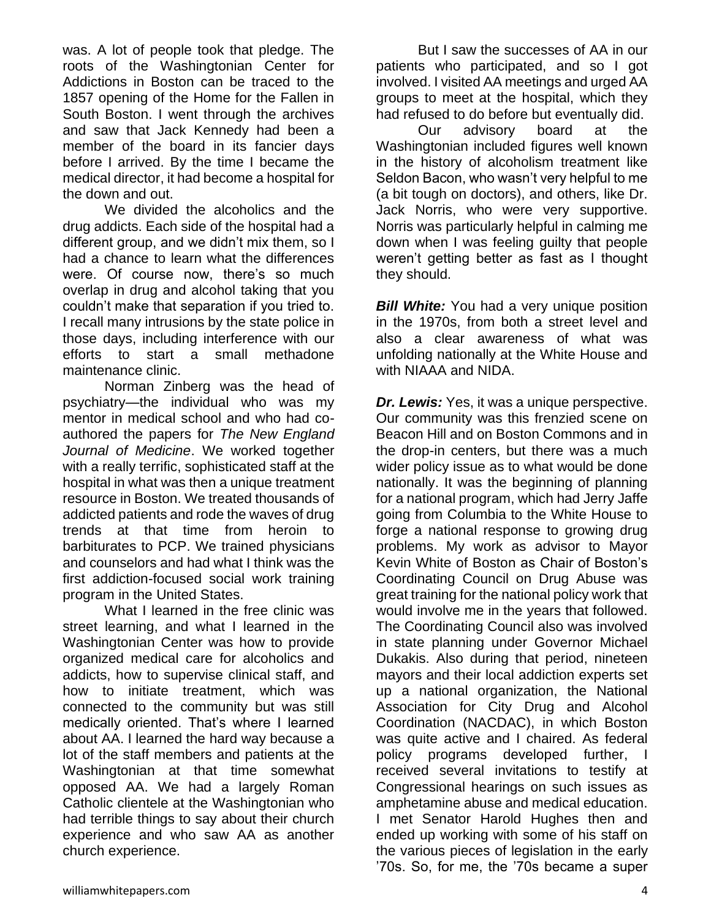was. A lot of people took that pledge. The roots of the Washingtonian Center for Addictions in Boston can be traced to the 1857 opening of the Home for the Fallen in South Boston. I went through the archives and saw that Jack Kennedy had been a member of the board in its fancier days before I arrived. By the time I became the medical director, it had become a hospital for the down and out.

We divided the alcoholics and the drug addicts. Each side of the hospital had a different group, and we didn't mix them, so I had a chance to learn what the differences were. Of course now, there's so much overlap in drug and alcohol taking that you couldn't make that separation if you tried to. I recall many intrusions by the state police in those days, including interference with our efforts to start a small methadone maintenance clinic.

Norman Zinberg was the head of psychiatry—the individual who was my mentor in medical school and who had co-authored the papers for *The New England Journal of Medicine*. We worked together with a really terrific, sophisticated staff at the hospital in what was then a unique treatment resource in Boston. We treated thousands of addicted patients and rode the waves of drug trends at that time from heroin to barbiturates to PCP. We trained physicians and counselors and had what I think was the first addiction-focused social work training program in the United States.

What I learned in the free clinic was street learning, and what I learned in the Washingtonian Center was how to provide organized medical care for alcoholics and addicts, how to supervise clinical staff, and how to initiate treatment, which was connected to the community but was still medically oriented. That's where I learned about AA. I learned the hard way because a lot of the staff members and patients at the Washingtonian at that time somewhat opposed AA. We had a largely Roman Catholic clientele at the Washingtonian who had terrible things to say about their church experience and who saw AA as another church experience.

But I saw the successes of AA in our patients who participated, and so I got involved. I visited AA meetings and urged AA groups to meet at the hospital, which they had refused to do before but eventually did.

Our advisory board at the Washingtonian included figures well known in the history of alcoholism treatment like Seldon Bacon, who wasn't very helpful to me (a bit tough on doctors), and others, like Dr. Jack Norris, who were very supportive. Norris was particularly helpful in calming me down when I was feeling guilty that people weren't getting better as fast as I thought they should.

***Bill White:*** You had a very unique position in the 1970s, from both a street level and also a clear awareness of what was unfolding nationally at the White House and with NIAAA and NIDA.

***Dr. Lewis:*** Yes, it was a unique perspective. Our community was this frenzied scene on Beacon Hill and on Boston Commons and in the drop-in centers, but there was a much wider policy issue as to what would be done nationally. It was the beginning of planning for a national program, which had Jerry Jaffe going from Columbia to the White House to forge a national response to growing drug problems. My work as advisor to Mayor Kevin White of Boston as Chair of Boston's Coordinating Council on Drug Abuse was great training for the national policy work that would involve me in the years that followed. The Coordinating Council also was involved in state planning under Governor Michael Dukakis. Also during that period, nineteen mayors and their local addiction experts set up a national organization, the National Association for City Drug and Alcohol Coordination (NACDAC), in which Boston was quite active and I chaired. As federal policy programs developed further, I received several invitations to testify at Congressional hearings on such issues as amphetamine abuse and medical education. I met Senator Harold Hughes then and ended up working with some of his staff on the various pieces of legislation in the early '70s. So, for me, the '70s became a super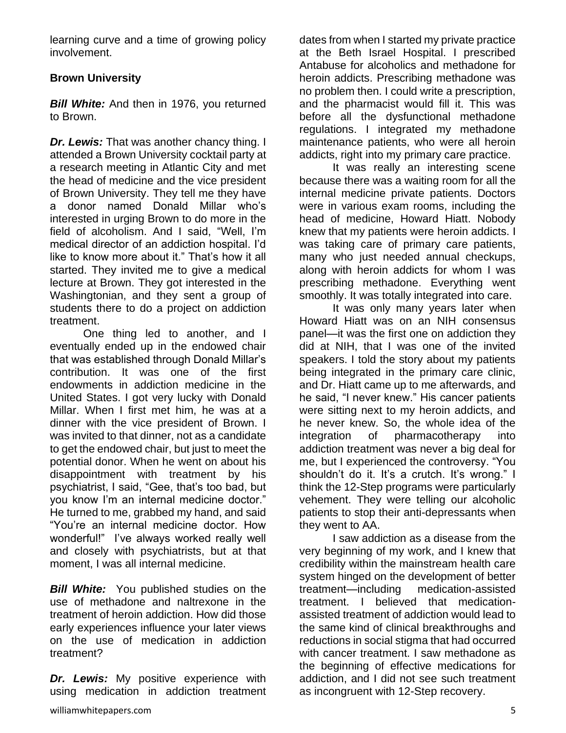learning curve and a time of growing policy involvement.

**Brown University**

***Bill White:*** And then in 1976, you returned to Brown.

***Dr. Lewis:*** That was another chancy thing. I attended a Brown University cocktail party at a research meeting in Atlantic City and met the head of medicine and the vice president of Brown University. They tell me they have a donor named Donald Millar who's interested in urging Brown to do more in the field of alcoholism. And I said, "Well, I'm medical director of an addiction hospital. I'd like to know more about it." That's how it all started. They invited me to give a medical lecture at Brown. They got interested in the Washingtonian, and they sent a group of students there to do a project on addiction treatment.

One thing led to another, and I eventually ended up in the endowed chair that was established through Donald Millar's contribution. It was one of the first endowments in addiction medicine in the United States. I got very lucky with Donald Millar. When I first met him, he was at a dinner with the vice president of Brown. I was invited to that dinner, not as a candidate to get the endowed chair, but just to meet the potential donor. When he went on about his disappointment with treatment by his psychiatrist, I said, "Gee, that's too bad, but you know I'm an internal medicine doctor." He turned to me, grabbed my hand, and said "You're an internal medicine doctor. How wonderful!" I've always worked really well and closely with psychiatrists, but at that moment, I was all internal medicine.

***Bill White:*** You published studies on the use of methadone and naltrexone in the treatment of heroin addiction. How did those early experiences influence your later views on the use of medication in addiction treatment?

***Dr. Lewis:*** My positive experience with using medication in addiction treatment dates from when I started my private practice at the Beth Israel Hospital. I prescribed Antabuse for alcoholics and methadone for heroin addicts. Prescribing methadone was no problem then. I could write a prescription, and the pharmacist would fill it. This was before all the dysfunctional methadone regulations. I integrated my methadone maintenance patients, who were all heroin addicts, right into my primary care practice.

It was really an interesting scene because there was a waiting room for all the internal medicine private patients. Doctors were in various exam rooms, including the head of medicine, Howard Hiatt. Nobody knew that my patients were heroin addicts. I was taking care of primary care patients, many who just needed annual checkups, along with heroin addicts for whom I was prescribing methadone. Everything went smoothly. It was totally integrated into care.

It was only many years later when Howard Hiatt was on an NIH consensus panel—it was the first one on addiction they did at NIH, that I was one of the invited speakers. I told the story about my patients being integrated in the primary care clinic, and Dr. Hiatt came up to me afterwards, and he said, "I never knew." His cancer patients were sitting next to my heroin addicts, and he never knew. So, the whole idea of the integration of pharmacotherapy into addiction treatment was never a big deal for me, but I experienced the controversy. "You shouldn't do it. It's a crutch. It's wrong." I think the 12-Step programs were particularly vehement. They were telling our alcoholic patients to stop their anti-depressants when they went to AA.

I saw addiction as a disease from the very beginning of my work, and I knew that credibility within the mainstream health care system hinged on the development of better treatment—including medication-assisted treatment. I believed that medication-assisted treatment of addiction would lead to the same kind of clinical breakthroughs and reductions in social stigma that had occurred with cancer treatment. I saw methadone as the beginning of effective medications for addiction, and I did not see such treatment as incongruent with 12-Step recovery.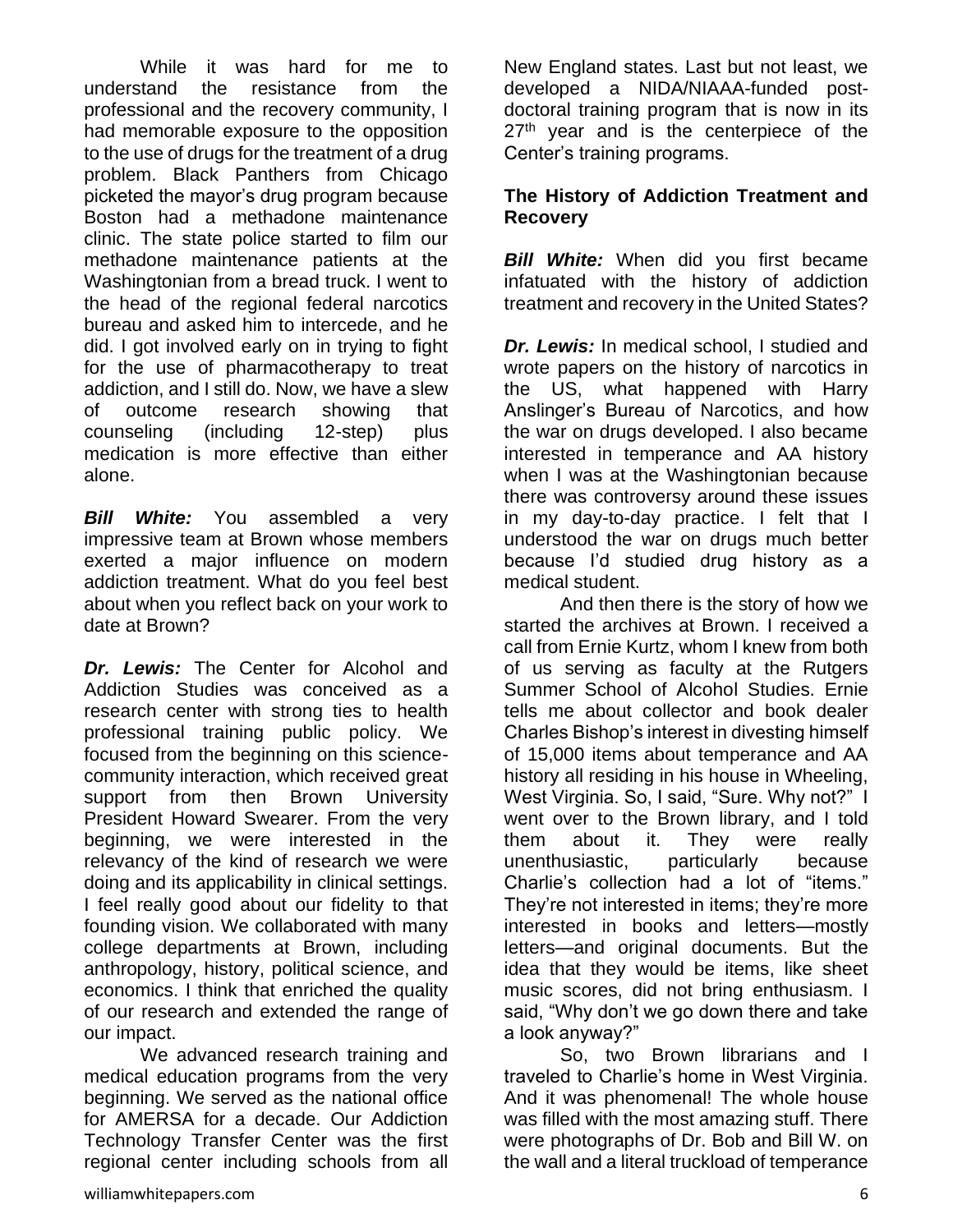While it was hard for me to understand the resistance from the professional and the recovery community, I had memorable exposure to the opposition to the use of drugs for the treatment of a drug problem. Black Panthers from Chicago picketed the mayor's drug program because Boston had a methadone maintenance clinic. The state police started to film our methadone maintenance patients at the Washingtonian from a bread truck. I went to the head of the regional federal narcotics bureau and asked him to intercede, and he did. I got involved early on in trying to fight for the use of pharmacotherapy to treat addiction, and I still do. Now, we have a slew of outcome research showing that counseling (including 12-step) plus medication is more effective than either alone.

***Bill White:*** You assembled a very impressive team at Brown whose members exerted a major influence on modern addiction treatment. What do you feel best about when you reflect back on your work to date at Brown?

***Dr. Lewis:*** The Center for Alcohol and Addiction Studies was conceived as a research center with strong ties to health professional training public policy. We focused from the beginning on this science-community interaction, which received great support from then Brown University President Howard Swearer. From the very beginning, we were interested in the relevancy of the kind of research we were doing and its applicability in clinical settings. I feel really good about our fidelity to that founding vision. We collaborated with many college departments at Brown, including anthropology, history, political science, and economics. I think that enriched the quality of our research and extended the range of our impact.

We advanced research training and medical education programs from the very beginning. We served as the national office for AMERSA for a decade. Our Addiction Technology Transfer Center was the first regional center including schools from all New England states. Last but not least, we developed a NIDA/NIAAA-funded post-doctoral training program that is now in its 27th year and is the centerpiece of the Center's training programs.

**The History of Addiction Treatment and Recovery**

***Bill White:*** When did you first became infatuated with the history of addiction treatment and recovery in the United States?

***Dr. Lewis:*** In medical school, I studied and wrote papers on the history of narcotics in the US, what happened with Harry Anslinger's Bureau of Narcotics, and how the war on drugs developed. I also became interested in temperance and AA history when I was at the Washingtonian because there was controversy around these issues in my day-to-day practice. I felt that I understood the war on drugs much better because I'd studied drug history as a medical student.

And then there is the story of how we started the archives at Brown. I received a call from Ernie Kurtz, whom I knew from both of us serving as faculty at the Rutgers Summer School of Alcohol Studies. Ernie tells me about collector and book dealer Charles Bishop's interest in divesting himself of 15,000 items about temperance and AA history all residing in his house in Wheeling, West Virginia. So, I said, "Sure. Why not?" I went over to the Brown library, and I told them about it. They were really unenthusiastic, particularly because Charlie's collection had a lot of "items." They're not interested in items; they're more interested in books and letters—mostly letters—and original documents. But the idea that they would be items, like sheet music scores, did not bring enthusiasm. I said, "Why don't we go down there and take a look anyway?"

So, two Brown librarians and I traveled to Charlie's home in West Virginia. And it was phenomenal! The whole house was filled with the most amazing stuff. There were photographs of Dr. Bob and Bill W. on the wall and a literal truckload of temperance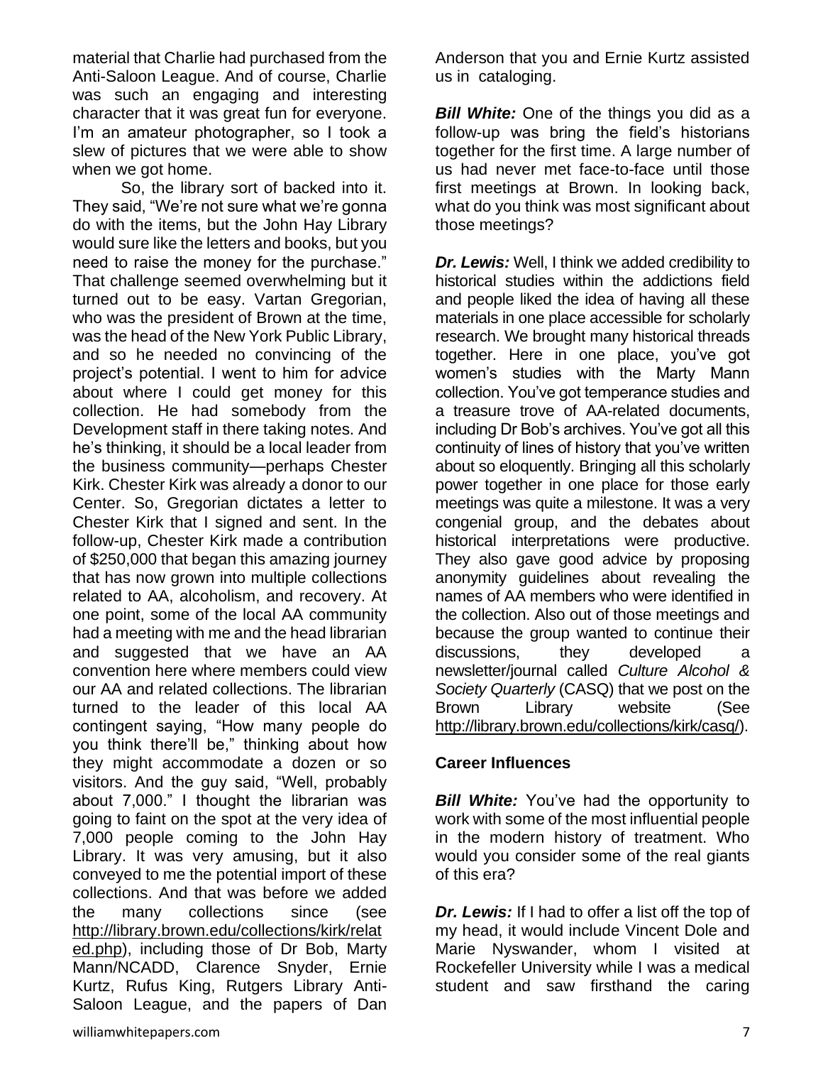material that Charlie had purchased from the Anti-Saloon League. And of course, Charlie was such an engaging and interesting character that it was great fun for everyone. I'm an amateur photographer, so I took a slew of pictures that we were able to show when we got home.

So, the library sort of backed into it. They said, "We're not sure what we're gonna do with the items, but the John Hay Library would sure like the letters and books, but you need to raise the money for the purchase." That challenge seemed overwhelming but it turned out to be easy. Vartan Gregorian, who was the president of Brown at the time, was the head of the New York Public Library, and so he needed no convincing of the project's potential. I went to him for advice about where I could get money for this collection. He had somebody from the Development staff in there taking notes. And he's thinking, it should be a local leader from the business community—perhaps Chester Kirk. Chester Kirk was already a donor to our Center. So, Gregorian dictates a letter to Chester Kirk that I signed and sent. In the follow-up, Chester Kirk made a contribution of $250,000 that began this amazing journey that has now grown into multiple collections related to AA, alcoholism, and recovery. At one point, some of the local AA community had a meeting with me and the head librarian and suggested that we have an AA convention here where members could view our AA and related collections. The librarian turned to the leader of this local AA contingent saying, "How many people do you think there'll be," thinking about how they might accommodate a dozen or so visitors. And the guy said, "Well, probably about 7,000." I thought the librarian was going to faint on the spot at the very idea of 7,000 people coming to the John Hay Library. It was very amusing, but it also conveyed to me the potential import of these collections. And that was before we added the many collections since (see http://library.brown.edu/collections/kirk/related.php), including those of Dr Bob, Marty Mann/NCADD, Clarence Snyder, Ernie Kurtz, Rufus King, Rutgers Library Anti-Saloon League, and the papers of Dan Anderson that you and Ernie Kurtz assisted us in cataloging.

***Bill White:*** One of the things you did as a follow-up was bring the field's historians together for the first time. A large number of us had never met face-to-face until those first meetings at Brown. In looking back, what do you think was most significant about those meetings?

***Dr. Lewis:*** Well, I think we added credibility to historical studies within the addictions field and people liked the idea of having all these materials in one place accessible for scholarly research. We brought many historical threads together. Here in one place, you've got women's studies with the Marty Mann collection. You've got temperance studies and a treasure trove of AA-related documents, including Dr Bob's archives. You've got all this continuity of lines of history that you've written about so eloquently. Bringing all this scholarly power together in one place for those early meetings was quite a milestone. It was a very congenial group, and the debates about historical interpretations were productive. They also gave good advice by proposing anonymity guidelines about revealing the names of AA members who were identified in the collection. Also out of those meetings and because the group wanted to continue their discussions, they developed a newsletter/journal called *Culture Alcohol & Society Quarterly* (CASQ) that we post on the Brown Library website (See http://library.brown.edu/collections/kirk/casq/).

## Career Influences

***Bill White:*** You've had the opportunity to work with some of the most influential people in the modern history of treatment. Who would you consider some of the real giants of this era?

***Dr. Lewis:*** If I had to offer a list off the top of my head, it would include Vincent Dole and Marie Nyswander, whom I visited at Rockefeller University while I was a medical student and saw firsthand the caring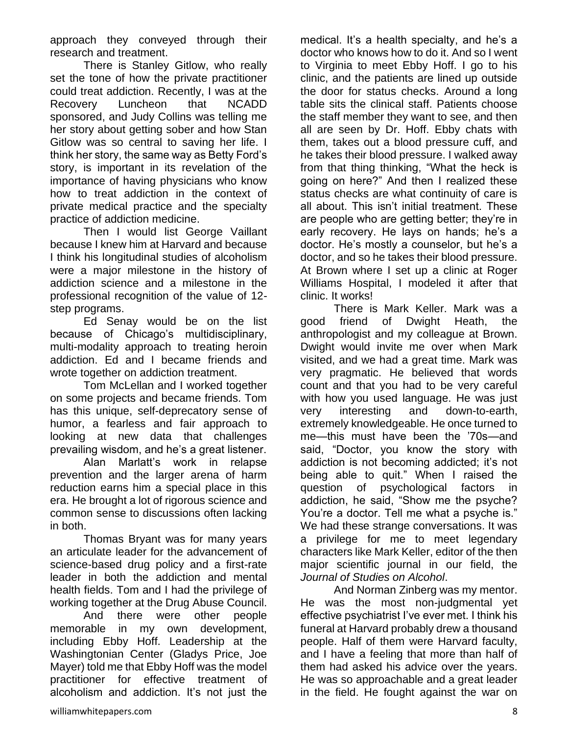approach they conveyed through their research and treatment.

There is Stanley Gitlow, who really set the tone of how the private practitioner could treat addiction. Recently, I was at the Recovery Luncheon that NCADD sponsored, and Judy Collins was telling me her story about getting sober and how Stan Gitlow was so central to saving her life. I think her story, the same way as Betty Ford's story, is important in its revelation of the importance of having physicians who know how to treat addiction in the context of private medical practice and the specialty practice of addiction medicine.

Then I would list George Vaillant because I knew him at Harvard and because I think his longitudinal studies of alcoholism were a major milestone in the history of addiction science and a milestone in the professional recognition of the value of 12-step programs.

Ed Senay would be on the list because of Chicago's multidisciplinary, multi-modality approach to treating heroin addiction. Ed and I became friends and wrote together on addiction treatment.

Tom McLellan and I worked together on some projects and became friends. Tom has this unique, self-deprecatory sense of humor, a fearless and fair approach to looking at new data that challenges prevailing wisdom, and he's a great listener.

Alan Marlatt's work in relapse prevention and the larger arena of harm reduction earns him a special place in this era. He brought a lot of rigorous science and common sense to discussions often lacking in both.

Thomas Bryant was for many years an articulate leader for the advancement of science-based drug policy and a first-rate leader in both the addiction and mental health fields. Tom and I had the privilege of working together at the Drug Abuse Council.

And there were other people memorable in my own development, including Ebby Hoff. Leadership at the Washingtonian Center (Gladys Price, Joe Mayer) told me that Ebby Hoff was the model practitioner for effective treatment of alcoholism and addiction. It's not just the medical. It's a health specialty, and he's a doctor who knows how to do it. And so I went to Virginia to meet Ebby Hoff. I go to his clinic, and the patients are lined up outside the door for status checks. Around a long table sits the clinical staff. Patients choose the staff member they want to see, and then all are seen by Dr. Hoff. Ebby chats with them, takes out a blood pressure cuff, and he takes their blood pressure. I walked away from that thing thinking, "What the heck is going on here?" And then I realized these status checks are what continuity of care is all about. This isn't initial treatment. These are people who are getting better; they're in early recovery. He lays on hands; he's a doctor. He's mostly a counselor, but he's a doctor, and so he takes their blood pressure. At Brown where I set up a clinic at Roger Williams Hospital, I modeled it after that clinic. It works!

There is Mark Keller. Mark was a good friend of Dwight Heath, the anthropologist and my colleague at Brown. Dwight would invite me over when Mark visited, and we had a great time. Mark was very pragmatic. He believed that words count and that you had to be very careful with how you used language. He was just very interesting and down-to-earth, extremely knowledgeable. He once turned to me—this must have been the '70s—and said, "Doctor, you know the story with addiction is not becoming addicted; it's not being able to quit." When I raised the question of psychological factors in addiction, he said, "Show me the psyche? You're a doctor. Tell me what a psyche is." We had these strange conversations. It was a privilege for me to meet legendary characters like Mark Keller, editor of the then major scientific journal in our field, the *Journal of Studies on Alcohol*.

And Norman Zinberg was my mentor. He was the most non-judgmental yet effective psychiatrist I've ever met. I think his funeral at Harvard probably drew a thousand people. Half of them were Harvard faculty, and I have a feeling that more than half of them had asked his advice over the years. He was so approachable and a great leader in the field. He fought against the war on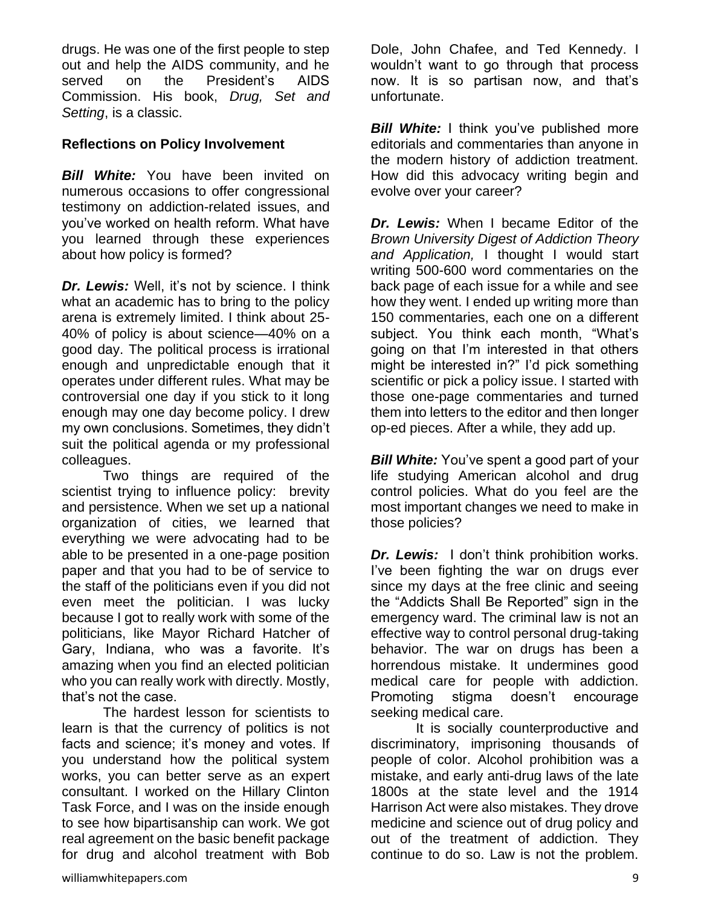drugs. He was one of the first people to step out and help the AIDS community, and he served on the President's AIDS Commission. His book, *Drug, Set and Setting*, is a classic.

**Reflections on Policy Involvement**

***Bill White:*** You have been invited on numerous occasions to offer congressional testimony on addiction-related issues, and you've worked on health reform. What have you learned through these experiences about how policy is formed?

***Dr. Lewis:*** Well, it's not by science. I think what an academic has to bring to the policy arena is extremely limited. I think about 25-40% of policy is about science—40% on a good day. The political process is irrational enough and unpredictable enough that it operates under different rules. What may be controversial one day if you stick to it long enough may one day become policy. I drew my own conclusions. Sometimes, they didn't suit the political agenda or my professional colleagues.

Two things are required of the scientist trying to influence policy: brevity and persistence. When we set up a national organization of cities, we learned that everything we were advocating had to be able to be presented in a one-page position paper and that you had to be of service to the staff of the politicians even if you did not even meet the politician. I was lucky because I got to really work with some of the politicians, like Mayor Richard Hatcher of Gary, Indiana, who was a favorite. It's amazing when you find an elected politician who you can really work with directly. Mostly, that's not the case.

The hardest lesson for scientists to learn is that the currency of politics is not facts and science; it's money and votes. If you understand how the political system works, you can better serve as an expert consultant. I worked on the Hillary Clinton Task Force, and I was on the inside enough to see how bipartisanship can work. We got real agreement on the basic benefit package for drug and alcohol treatment with Bob Dole, John Chafee, and Ted Kennedy. I wouldn't want to go through that process now. It is so partisan now, and that's unfortunate.

***Bill White:*** I think you've published more editorials and commentaries than anyone in the modern history of addiction treatment. How did this advocacy writing begin and evolve over your career?

***Dr. Lewis:*** When I became Editor of the *Brown University Digest of Addiction Theory and Application,* I thought I would start writing 500-600 word commentaries on the back page of each issue for a while and see how they went. I ended up writing more than 150 commentaries, each one on a different subject. You think each month, "What's going on that I'm interested in that others might be interested in?" I'd pick something scientific or pick a policy issue. I started with those one-page commentaries and turned them into letters to the editor and then longer op-ed pieces. After a while, they add up.

***Bill White:*** You've spent a good part of your life studying American alcohol and drug control policies. What do you feel are the most important changes we need to make in those policies?

***Dr. Lewis:*** I don't think prohibition works. I've been fighting the war on drugs ever since my days at the free clinic and seeing the "Addicts Shall Be Reported" sign in the emergency ward. The criminal law is not an effective way to control personal drug-taking behavior. The war on drugs has been a horrendous mistake. It undermines good medical care for people with addiction. Promoting stigma doesn't encourage seeking medical care.

It is socially counterproductive and discriminatory, imprisoning thousands of people of color. Alcohol prohibition was a mistake, and early anti-drug laws of the late 1800s at the state level and the 1914 Harrison Act were also mistakes. They drove medicine and science out of drug policy and out of the treatment of addiction. They continue to do so. Law is not the problem.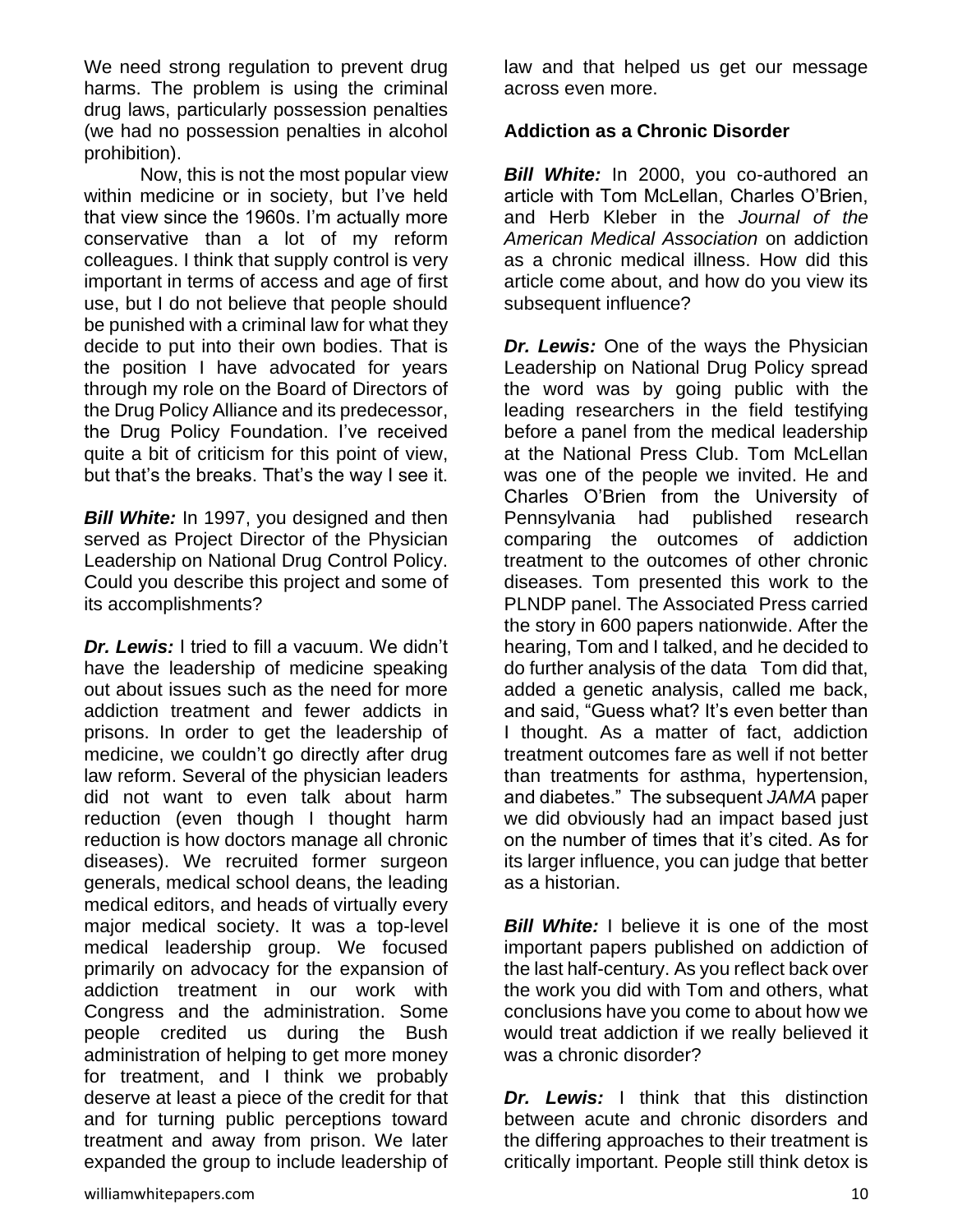We need strong regulation to prevent drug harms. The problem is using the criminal drug laws, particularly possession penalties (we had no possession penalties in alcohol prohibition).

Now, this is not the most popular view within medicine or in society, but I've held that view since the 1960s. I'm actually more conservative than a lot of my reform colleagues. I think that supply control is very important in terms of access and age of first use, but I do not believe that people should be punished with a criminal law for what they decide to put into their own bodies. That is the position I have advocated for years through my role on the Board of Directors of the Drug Policy Alliance and its predecessor, the Drug Policy Foundation. I've received quite a bit of criticism for this point of view, but that's the breaks. That's the way I see it.

***Bill White:*** In 1997, you designed and then served as Project Director of the Physician Leadership on National Drug Control Policy. Could you describe this project and some of its accomplishments?

***Dr. Lewis:*** I tried to fill a vacuum. We didn't have the leadership of medicine speaking out about issues such as the need for more addiction treatment and fewer addicts in prisons. In order to get the leadership of medicine, we couldn't go directly after drug law reform. Several of the physician leaders did not want to even talk about harm reduction (even though I thought harm reduction is how doctors manage all chronic diseases). We recruited former surgeon generals, medical school deans, the leading medical editors, and heads of virtually every major medical society. It was a top-level medical leadership group. We focused primarily on advocacy for the expansion of addiction treatment in our work with Congress and the administration. Some people credited us during the Bush administration of helping to get more money for treatment, and I think we probably deserve at least a piece of the credit for that and for turning public perceptions toward treatment and away from prison. We later expanded the group to include leadership of law and that helped us get our message across even more.

**Addiction as a Chronic Disorder**

***Bill White:*** In 2000, you co-authored an article with Tom McLellan, Charles O'Brien, and Herb Kleber in the *Journal of the American Medical Association* on addiction as a chronic medical illness. How did this article come about, and how do you view its subsequent influence?

***Dr. Lewis:*** One of the ways the Physician Leadership on National Drug Policy spread the word was by going public with the leading researchers in the field testifying before a panel from the medical leadership at the National Press Club. Tom McLellan was one of the people we invited. He and Charles O'Brien from the University of Pennsylvania had published research comparing the outcomes of addiction treatment to the outcomes of other chronic diseases. Tom presented this work to the PLNDP panel. The Associated Press carried the story in 600 papers nationwide. After the hearing, Tom and I talked, and he decided to do further analysis of the data Tom did that, added a genetic analysis, called me back, and said, "Guess what? It's even better than I thought. As a matter of fact, addiction treatment outcomes fare as well if not better than treatments for asthma, hypertension, and diabetes." The subsequent *JAMA* paper we did obviously had an impact based just on the number of times that it's cited. As for its larger influence, you can judge that better as a historian.

***Bill White:*** I believe it is one of the most important papers published on addiction of the last half-century. As you reflect back over the work you did with Tom and others, what conclusions have you come to about how we would treat addiction if we really believed it was a chronic disorder?

***Dr. Lewis:*** I think that this distinction between acute and chronic disorders and the differing approaches to their treatment is critically important. People still think detox is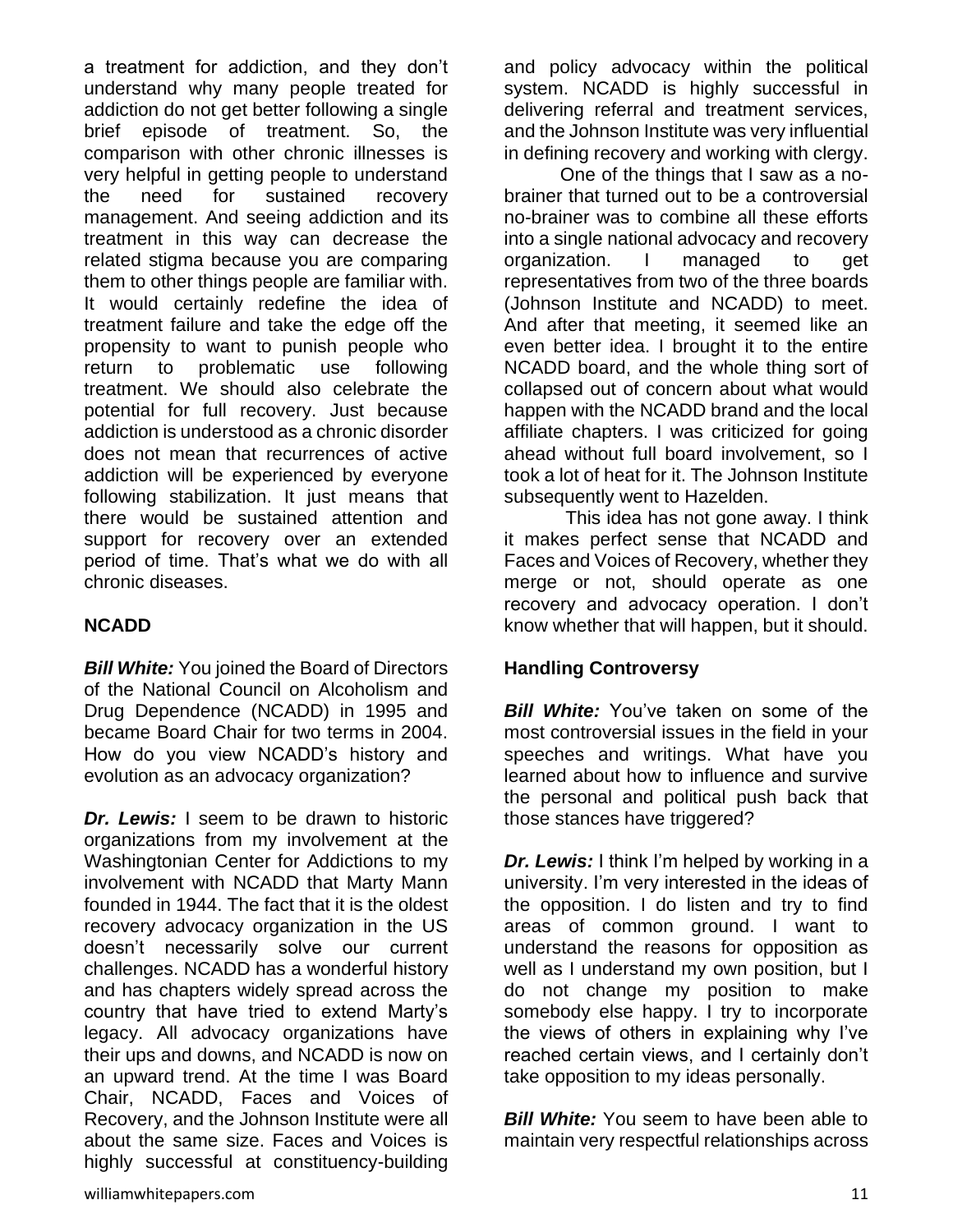a treatment for addiction, and they don't understand why many people treated for addiction do not get better following a single brief episode of treatment. So, the comparison with other chronic illnesses is very helpful in getting people to understand the need for sustained recovery management. And seeing addiction and its treatment in this way can decrease the related stigma because you are comparing them to other things people are familiar with. It would certainly redefine the idea of treatment failure and take the edge off the propensity to want to punish people who return to problematic use following treatment. We should also celebrate the potential for full recovery. Just because addiction is understood as a chronic disorder does not mean that recurrences of active addiction will be experienced by everyone following stabilization. It just means that there would be sustained attention and support for recovery over an extended period of time. That's what we do with all chronic diseases.

**NCADD**

***Bill White:*** You joined the Board of Directors of the National Council on Alcoholism and Drug Dependence (NCADD) in 1995 and became Board Chair for two terms in 2004. How do you view NCADD's history and evolution as an advocacy organization?

***Dr. Lewis:*** I seem to be drawn to historic organizations from my involvement at the Washingtonian Center for Addictions to my involvement with NCADD that Marty Mann founded in 1944. The fact that it is the oldest recovery advocacy organization in the US doesn't necessarily solve our current challenges. NCADD has a wonderful history and has chapters widely spread across the country that have tried to extend Marty's legacy. All advocacy organizations have their ups and downs, and NCADD is now on an upward trend. At the time I was Board Chair, NCADD, Faces and Voices of Recovery, and the Johnson Institute were all about the same size. Faces and Voices is highly successful at constituency-building and policy advocacy within the political system. NCADD is highly successful in delivering referral and treatment services, and the Johnson Institute was very influential in defining recovery and working with clergy.

One of the things that I saw as a no-brainer that turned out to be a controversial no-brainer was to combine all these efforts into a single national advocacy and recovery organization. I managed to get representatives from two of the three boards (Johnson Institute and NCADD) to meet. And after that meeting, it seemed like an even better idea. I brought it to the entire NCADD board, and the whole thing sort of collapsed out of concern about what would happen with the NCADD brand and the local affiliate chapters. I was criticized for going ahead without full board involvement, so I took a lot of heat for it. The Johnson Institute subsequently went to Hazelden.

This idea has not gone away. I think it makes perfect sense that NCADD and Faces and Voices of Recovery, whether they merge or not, should operate as one recovery and advocacy operation. I don't know whether that will happen, but it should.

**Handling Controversy**

***Bill White:*** You've taken on some of the most controversial issues in the field in your speeches and writings. What have you learned about how to influence and survive the personal and political push back that those stances have triggered?

***Dr. Lewis:*** I think I'm helped by working in a university. I'm very interested in the ideas of the opposition. I do listen and try to find areas of common ground. I want to understand the reasons for opposition as well as I understand my own position, but I do not change my position to make somebody else happy. I try to incorporate the views of others in explaining why I've reached certain views, and I certainly don't take opposition to my ideas personally.

***Bill White:*** You seem to have been able to maintain very respectful relationships across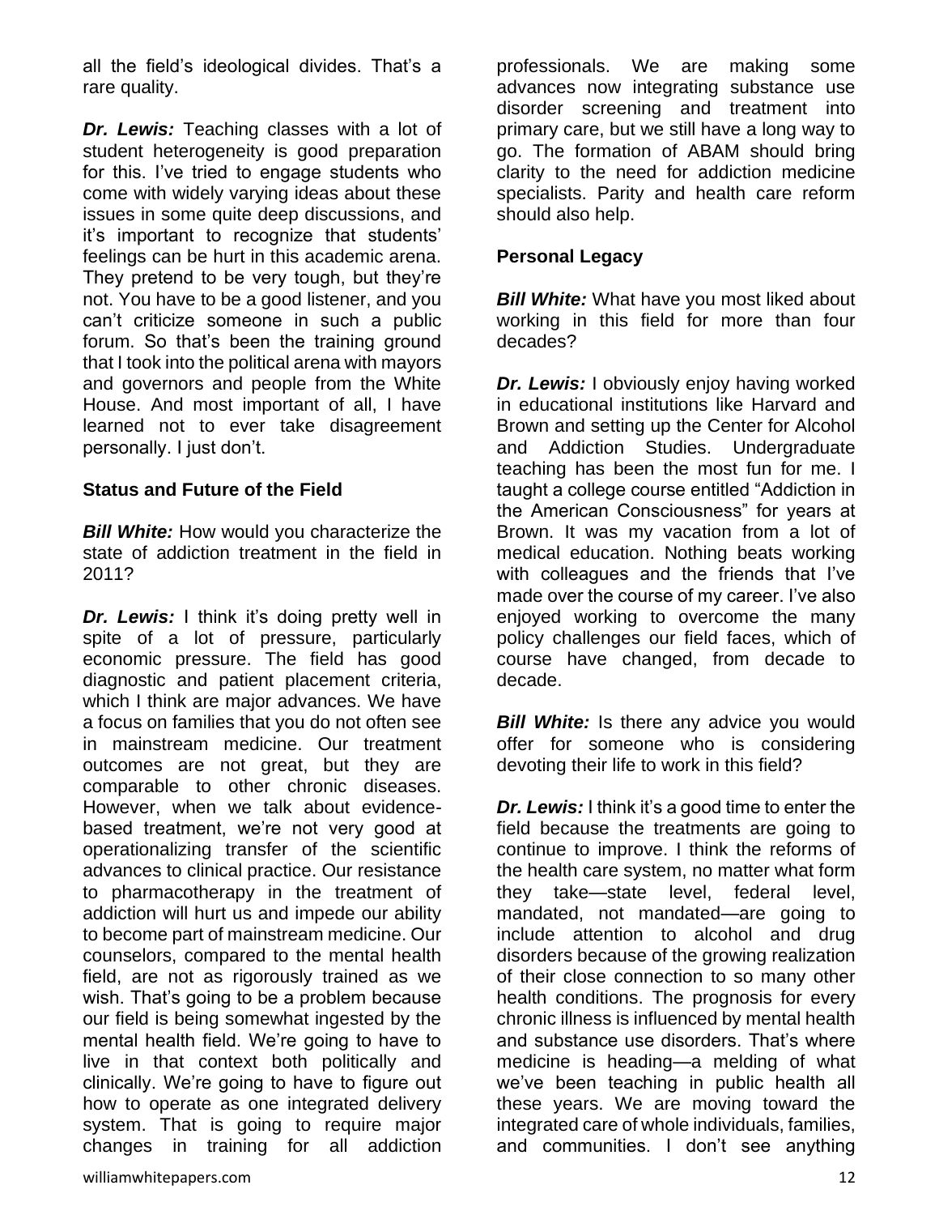all the field's ideological divides. That's a rare quality.

***Dr. Lewis:*** Teaching classes with a lot of student heterogeneity is good preparation for this. I've tried to engage students who come with widely varying ideas about these issues in some quite deep discussions, and it's important to recognize that students' feelings can be hurt in this academic arena. They pretend to be very tough, but they're not. You have to be a good listener, and you can't criticize someone in such a public forum. So that's been the training ground that I took into the political arena with mayors and governors and people from the White House. And most important of all, I have learned not to ever take disagreement personally. I just don't.

**Status and Future of the Field**

***Bill White:*** How would you characterize the state of addiction treatment in the field in 2011?

***Dr. Lewis:*** I think it's doing pretty well in spite of a lot of pressure, particularly economic pressure. The field has good diagnostic and patient placement criteria, which I think are major advances. We have a focus on families that you do not often see in mainstream medicine. Our treatment outcomes are not great, but they are comparable to other chronic diseases. However, when we talk about evidence-based treatment, we're not very good at operationalizing transfer of the scientific advances to clinical practice. Our resistance to pharmacotherapy in the treatment of addiction will hurt us and impede our ability to become part of mainstream medicine. Our counselors, compared to the mental health field, are not as rigorously trained as we wish. That's going to be a problem because our field is being somewhat ingested by the mental health field. We're going to have to live in that context both politically and clinically. We're going to have to figure out how to operate as one integrated delivery system. That is going to require major changes in training for all addiction professionals. We are making some advances now integrating substance use disorder screening and treatment into primary care, but we still have a long way to go. The formation of ABAM should bring clarity to the need for addiction medicine specialists. Parity and health care reform should also help.

**Personal Legacy**

***Bill White:*** What have you most liked about working in this field for more than four decades?

***Dr. Lewis:*** I obviously enjoy having worked in educational institutions like Harvard and Brown and setting up the Center for Alcohol and Addiction Studies. Undergraduate teaching has been the most fun for me. I taught a college course entitled "Addiction in the American Consciousness" for years at Brown. It was my vacation from a lot of medical education. Nothing beats working with colleagues and the friends that I've made over the course of my career. I've also enjoyed working to overcome the many policy challenges our field faces, which of course have changed, from decade to decade.

***Bill White:*** Is there any advice you would offer for someone who is considering devoting their life to work in this field?

***Dr. Lewis:*** I think it's a good time to enter the field because the treatments are going to continue to improve. I think the reforms of the health care system, no matter what form they take—state level, federal level, mandated, not mandated—are going to include attention to alcohol and drug disorders because of the growing realization of their close connection to so many other health conditions. The prognosis for every chronic illness is influenced by mental health and substance use disorders. That's where medicine is heading—a melding of what we've been teaching in public health all these years. We are moving toward the integrated care of whole individuals, families, and communities. I don't see anything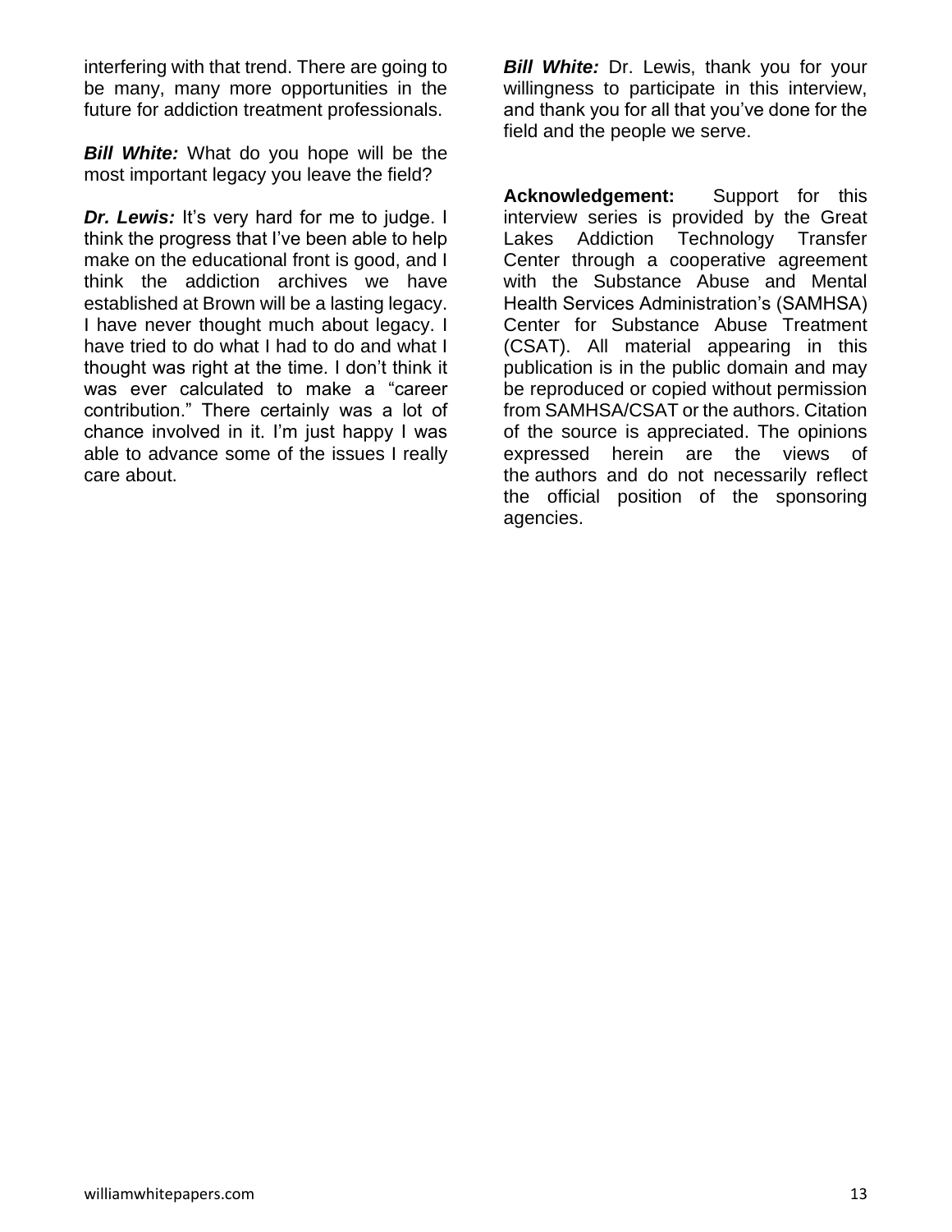interfering with that trend. There are going to be many, many more opportunities in the future for addiction treatment professionals.

***Bill White:*** What do you hope will be the most important legacy you leave the field?

***Dr. Lewis:*** It's very hard for me to judge. I think the progress that I've been able to help make on the educational front is good, and I think the addiction archives we have established at Brown will be a lasting legacy. I have never thought much about legacy. I have tried to do what I had to do and what I thought was right at the time. I don't think it was ever calculated to make a "career contribution." There certainly was a lot of chance involved in it. I'm just happy I was able to advance some of the issues I really care about.

***Bill White:*** Dr. Lewis, thank you for your willingness to participate in this interview, and thank you for all that you've done for the field and the people we serve.

**Acknowledgement:** Support for this interview series is provided by the Great Lakes Addiction Technology Transfer Center through a cooperative agreement with the Substance Abuse and Mental Health Services Administration's (SAMHSA) Center for Substance Abuse Treatment (CSAT). All material appearing in this publication is in the public domain and may be reproduced or copied without permission from SAMHSA/CSAT or the authors. Citation of the source is appreciated. The opinions expressed herein are the views of the authors and do not necessarily reflect the official position of the sponsoring agencies.